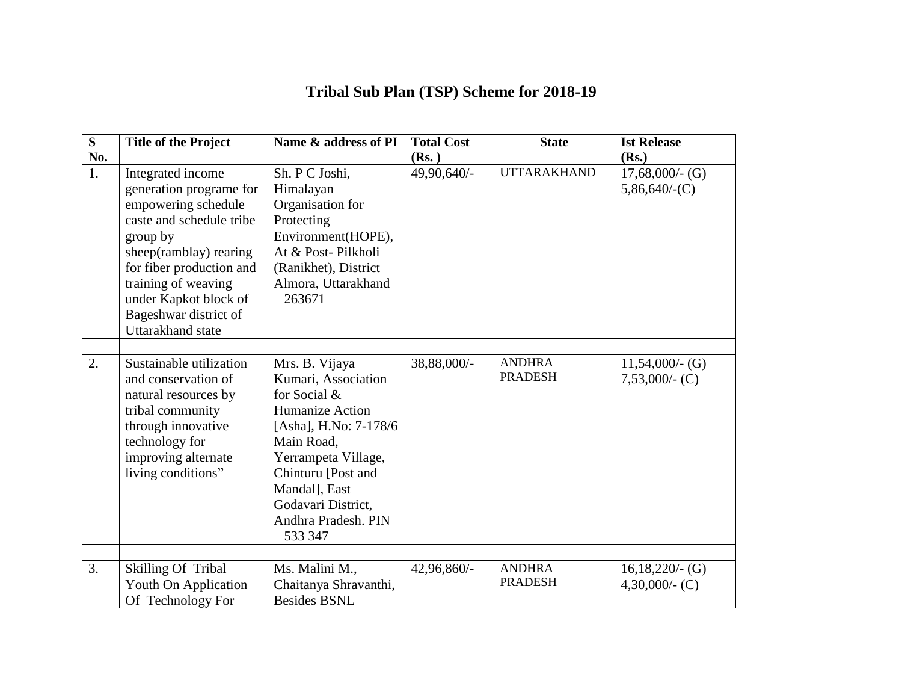# Tribal Sub Plan (TSP) Scheme for 2018-19

| S No. | Title of the Project | Name & address of PI | Total Cost (Rs. ) | State | Ist Release (Rs.) |
|---|---|---|---|---|---|
| 1. | Integrated income generation programe for empowering schedule caste and schedule tribe group by sheep(ramblay) rearing for fiber production and training of weaving under Kapkot block of Bageshwar district of Uttarakhand state | Sh. P C Joshi, Himalayan Organisation for Protecting Environment(HOPE), At & Post- Pilkholi (Ranikhet), District Almora, Uttarakhand – 263671 | 49,90,640/- | UTTARAKHAND | 17,68,000/- (G) 5,86,640/-(C) |
| | | | | | |
| 2. | Sustainable utilization and conservation of natural resources by tribal community through innovative technology for improving alternate living conditions" | Mrs. B. Vijaya Kumari, Association for Social & Humanize Action [Asha], H.No: 7-178/6 Main Road, Yerrampeta Village, Chinturu [Post and Mandal], East Godavari District, Andhra Pradesh. PIN – 533 347 | 38,88,000/- | ANDHRA PRADESH | 11,54,000/- (G) 7,53,000/- (C) |
| | | | | | |
| 3. | Skilling Of Tribal Youth On Application Of Technology For | Ms. Malini M., Chaitanya Shravanthi, Besides BSNL | 42,96,860/- | ANDHRA PRADESH | 16,18,220/- (G) 4,30,000/- (C) |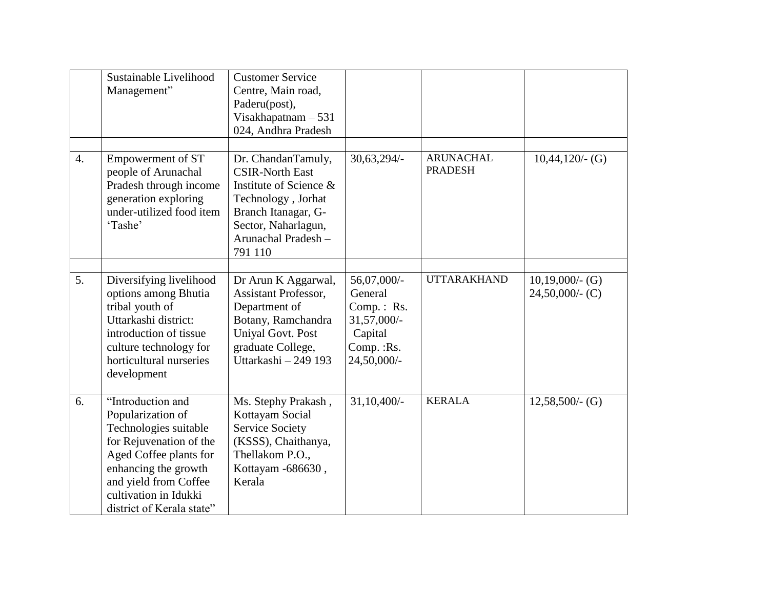| | | | | | |
|---|---|---|---|---|---|
| | Sustainable Livelihood Management" | Customer Service Centre, Main road, Paderu(post), Visakhapatnam – 531 024, Andhra Pradesh | | | |
| | | | | | |
| 4. | Empowerment of ST people of Arunachal Pradesh through income generation exploring under-utilized food item 'Tashe' | Dr. ChandanTamuly, CSIR-North East Institute of Science & Technology , Jorhat Branch Itanagar, G-Sector, Naharlagun, Arunachal Pradesh – 791 110 | 30,63,294/- | ARUNACHAL PRADESH | 10,44,120/- (G) |
| | | | | | |
| 5. | Diversifying livelihood options among Bhutia tribal youth of Uttarkashi district: introduction of tissue culture technology for horticultural nurseries development | Dr Arun K Aggarwal, Assistant Professor, Department of Botany, Ramchandra Uniyal Govt. Post graduate College, Uttarkashi – 249 193 | 56,07,000/- General Comp. : Rs. 31,57,000/- Capital Comp. :Rs. 24,50,000/- | UTTARAKHAND | 10,19,000/- (G) 24,50,000/- (C) |
| 6. | "Introduction and Popularization of Technologies suitable for Rejuvenation of the Aged Coffee plants for enhancing the growth and yield from Coffee cultivation in Idukki district of Kerala state" | Ms. Stephy Prakash , Kottayam Social Service Society (KSSS), Chaithanya, Thellakom P.O., Kottayam -686630 , Kerala | 31,10,400/- | KERALA | 12,58,500/- (G) |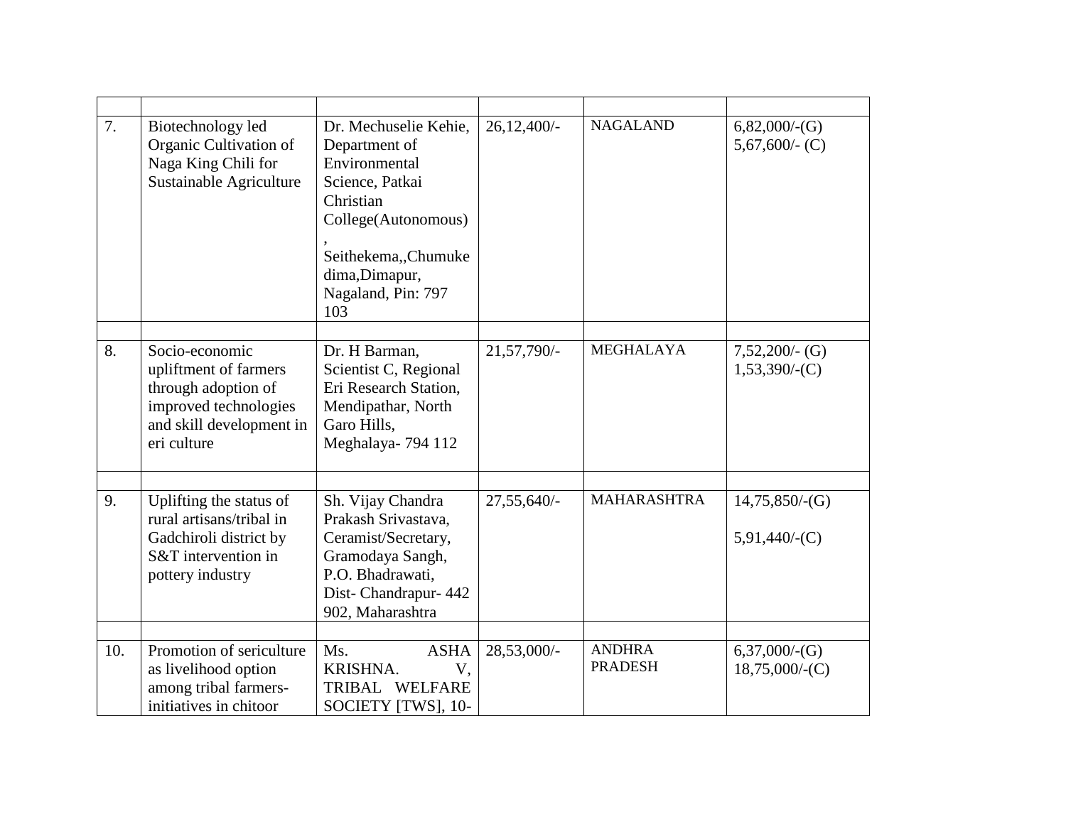| | | | | | |
|---|---|---|---|---|---|
| 7. | Biotechnology led Organic Cultivation of Naga King Chili for Sustainable Agriculture | Dr. Mechuselie Kehie, Department of Environmental Science, Patkai Christian College(Autonomous), Seithekema,,Chumukedima,Dimapur, Nagaland, Pin: 797 103 | 26,12,400/- | NAGALAND | 6,82,000/-(G) 5,67,600/- (C) |
| | | | | | |
| 8. | Socio-economic upliftment of farmers through adoption of improved technologies and skill development in eri culture | Dr. H Barman, Scientist C, Regional Eri Research Station, Mendipathar, North Garo Hills, Meghalaya- 794 112 | 21,57,790/- | MEGHALAYA | 7,52,200/- (G) 1,53,390/-(C) |
| | | | | | |
| 9. | Uplifting the status of rural artisans/tribal in Gadchiroli district by S&T intervention in pottery industry | Sh. Vijay Chandra Prakash Srivastava, Ceramist/Secretary, Gramodaya Sangh, P.O. Bhadrawati, Dist- Chandrapur- 442 902, Maharashtra | 27,55,640/- | MAHARASHTRA | 14,75,850/-(G) 5,91,440/-(C) |
| | | | | | |
| 10. | Promotion of sericulture as livelihood option among tribal farmers-initiatives in chitoor | Ms. ASHA KRISHNA. V, TRIBAL WELFARE SOCIETY [TWS], 10- | 28,53,000/- | ANDHRA PRADESH | 6,37,000/-(G) 18,75,000/-(C) |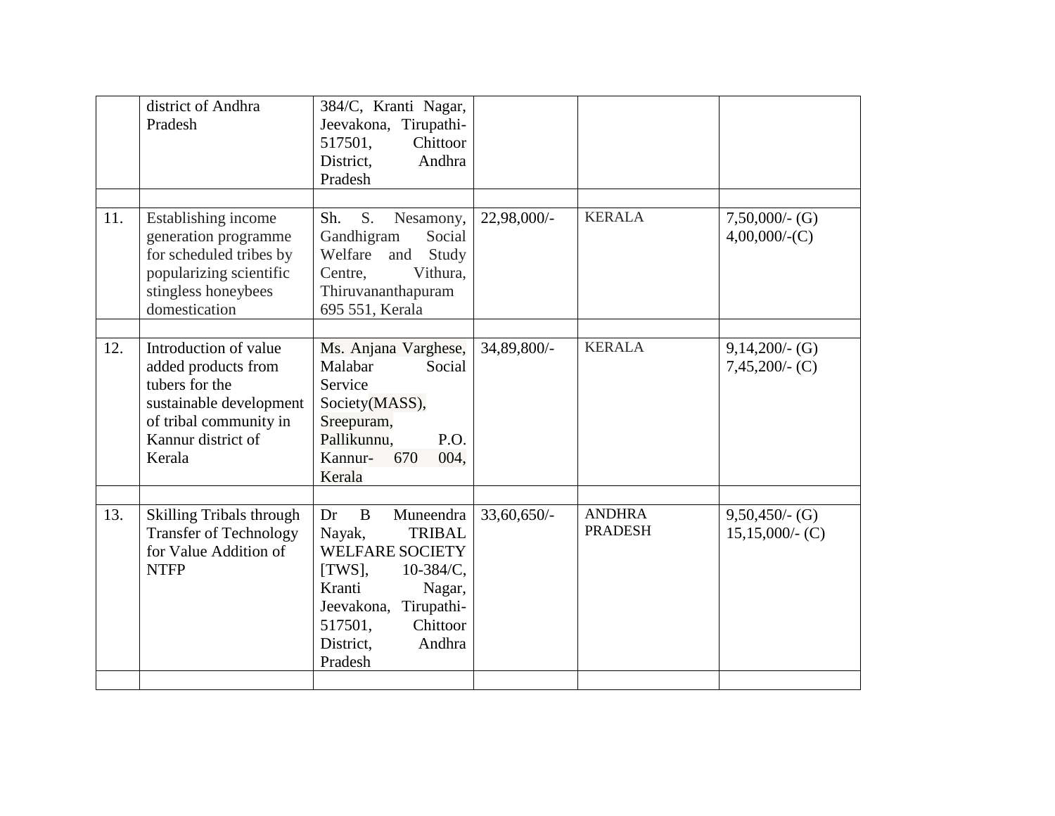| | | | | | |
|---|---|---|---|---|---|
| | district of Andhra Pradesh | 384/C, Kranti Nagar, Jeevakona, Tirupathi-517501, Chittoor District, Andhra Pradesh | | | |
| | | | | | |
| 11. | Establishing income generation programme for scheduled tribes by popularizing scientific stingless honeybees domestication | Sh. S. Nesamony, Gandhigram Social Welfare and Study Centre, Vithura, Thiruvananthapuram 695 551, Kerala | 22,98,000/- | KERALA | 7,50,000/- (G) 4,00,000/-(C) |
| | | | | | |
| 12. | Introduction of value added products from tubers for the sustainable development of tribal community in Kannur district of Kerala | Ms. Anjana Varghese, Malabar Social Service Society(MASS), Sreepuram, Pallikunnu, P.O. Kannur- 670 004, Kerala | 34,89,800/- | KERALA | 9,14,200/- (G) 7,45,200/- (C) |
| | | | | | |
| 13. | Skilling Tribals through Transfer of Technology for Value Addition of NTFP | Dr B Muneendra Nayak, TRIBAL WELFARE SOCIETY [TWS], 10-384/C, Kranti Nagar, Jeevakona, Tirupathi-517501, Chittoor District, Andhra Pradesh | 33,60,650/- | ANDHRA PRADESH | 9,50,450/- (G) 15,15,000/- (C) |
| | | | | | |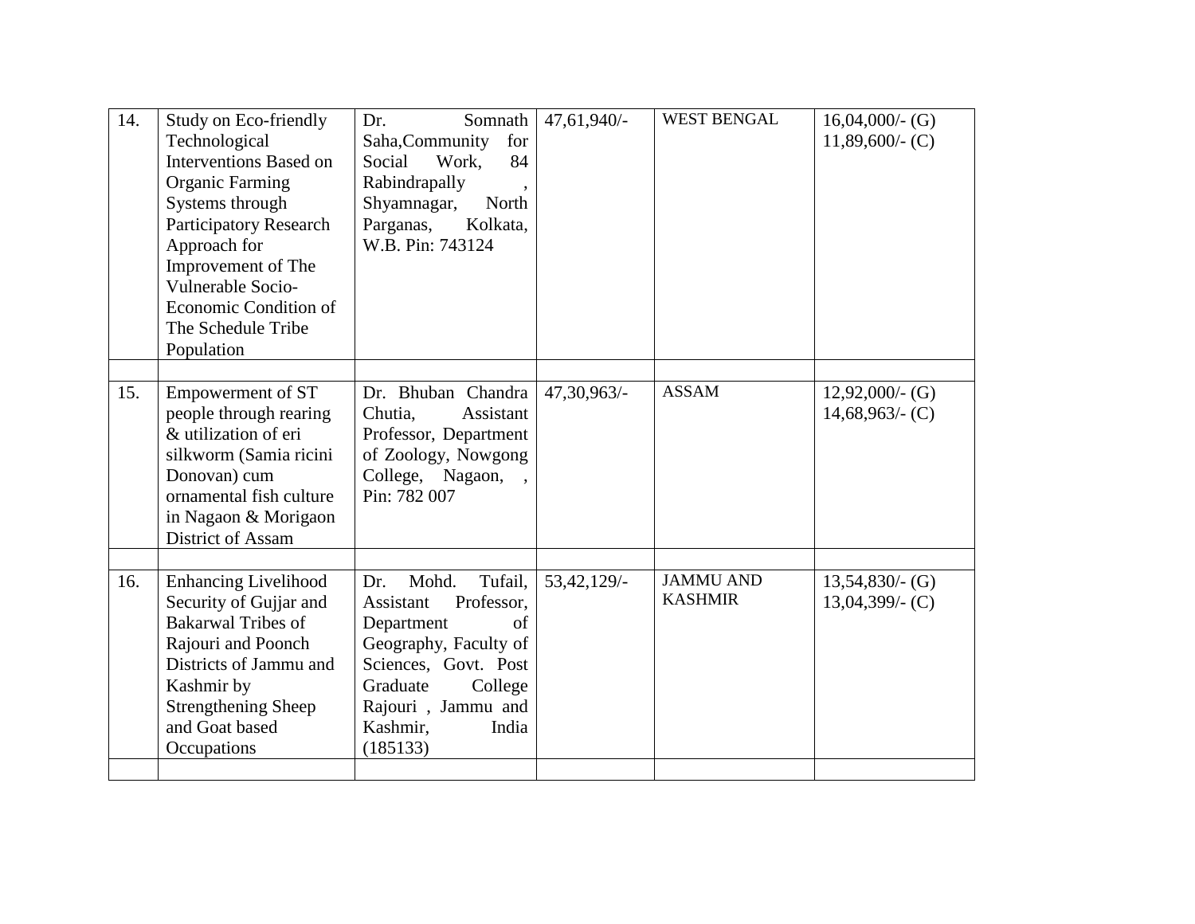| 14. | Study on Eco-friendly Technological Interventions Based on Organic Farming Systems through Participatory Research Approach for Improvement of The Vulnerable Socio-Economic Condition of The Schedule Tribe Population | Dr. Somnath Saha,Community for Social Work, 84 Rabindrapally , Shyamnagar, North Parganas, Kolkata, W.B. Pin: 743124 | 47,61,940/- | WEST BENGAL | 16,04,000/- (G) 11,89,600/- (C) |
|---|---|---|---|---|---|
| | | | | | |
| 15. | Empowerment of ST people through rearing & utilization of eri silkworm (Samia ricini Donovan) cum ornamental fish culture in Nagaon & Morigaon District of Assam | Dr. Bhuban Chandra Chutia, Assistant Professor, Department of Zoology, Nowgong College, Nagaon, , Pin: 782 007 | 47,30,963/- | ASSAM | 12,92,000/- (G) 14,68,963/- (C) |
| | | | | | |
| 16. | Enhancing Livelihood Security of Gujjar and Bakarwal Tribes of Rajouri and Poonch Districts of Jammu and Kashmir by Strengthening Sheep and Goat based Occupations | Dr. Mohd. Tufail, Assistant Professor, Department of Geography, Faculty of Sciences, Govt. Post Graduate College Rajouri , Jammu and Kashmir, India (185133) | 53,42,129/- | JAMMU AND KASHMIR | 13,54,830/- (G) 13,04,399/- (C) |
| | | | | | |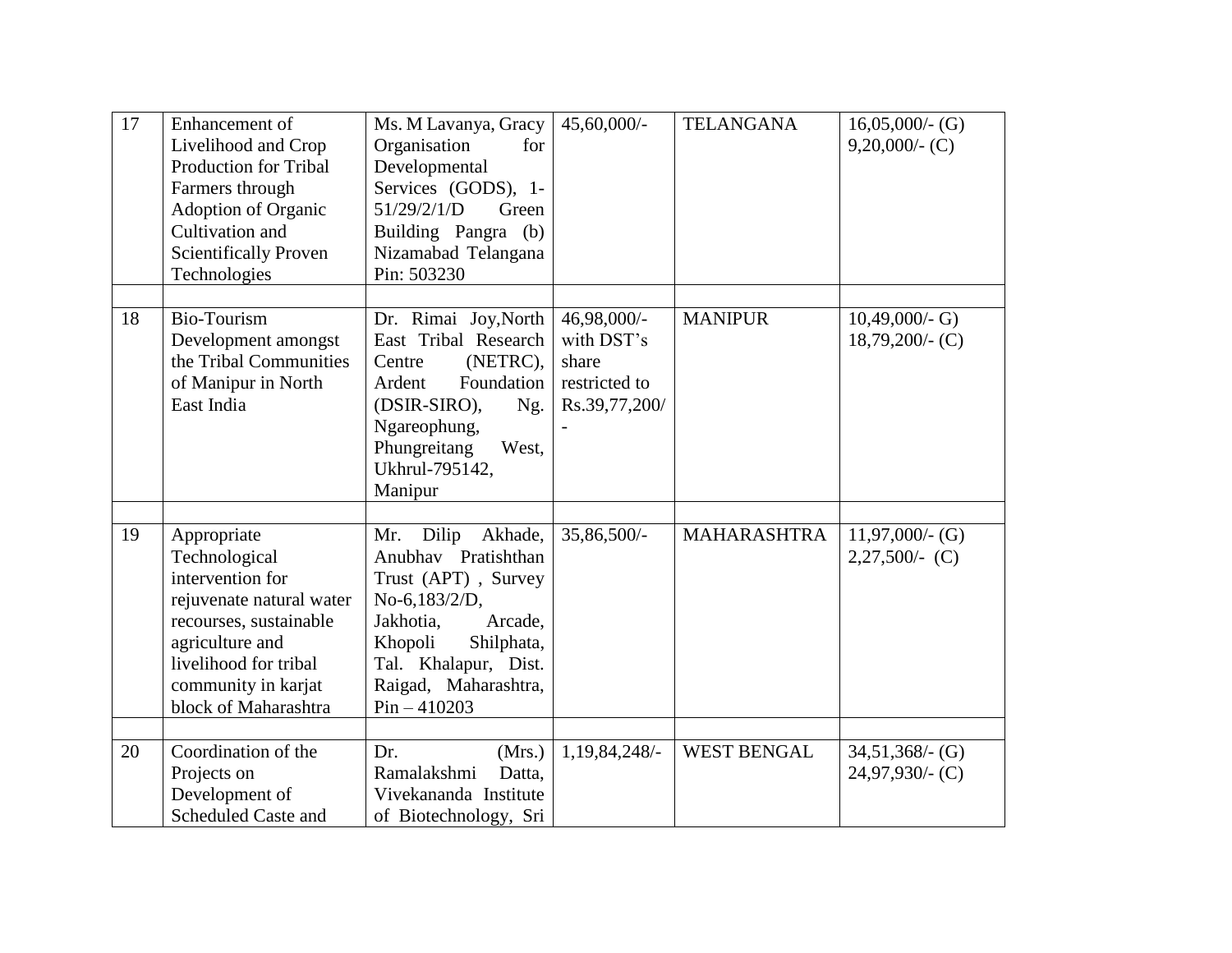| 17 | Enhancement of Livelihood and Crop Production for Tribal Farmers through Adoption of Organic Cultivation and Scientifically Proven Technologies | Ms. M Lavanya, Gracy Organisation for Developmental Services (GODS), 1-51/29/2/1/D Green Building Pangra (b) Nizamabad Telangana Pin: 503230 | 45,60,000/- | TELANGANA | 16,05,000/- (G) 9,20,000/- (C) |
|---|---|---|---|---|---|
| | | | | | |
| 18 | Bio-Tourism Development amongst the Tribal Communities of Manipur in North East India | Dr. Rimai Joy,North East Tribal Research Centre (NETRC), Ardent Foundation (DSIR-SIRO), Ng. Ngareophung, Phungreitang West, Ukhrul-795142, Manipur | 46,98,000/- with DST's share restricted to Rs.39,77,200/- | MANIPUR | 10,49,000/- G) 18,79,200/- (C) |
| | | | | | |
| 19 | Appropriate Technological intervention for rejuvenate natural water recourses, sustainable agriculture and livelihood for tribal community in karjat block of Maharashtra | Mr. Dilip Akhade, Anubhav Pratishthan Trust (APT) , Survey No-6,183/2/D, Jakhotia, Arcade, Khopoli Shilphata, Tal. Khalapur, Dist. Raigad, Maharashtra, Pin – 410203 | 35,86,500/- | MAHARASHTRA | 11,97,000/- (G) 2,27,500/- (C) |
| | | | | | |
| 20 | Coordination of the Projects on Development of Scheduled Caste and | Dr. (Mrs.) Ramalakshmi Datta, Vivekananda Institute of Biotechnology, Sri | 1,19,84,248/- | WEST BENGAL | 34,51,368/- (G) 24,97,930/- (C) |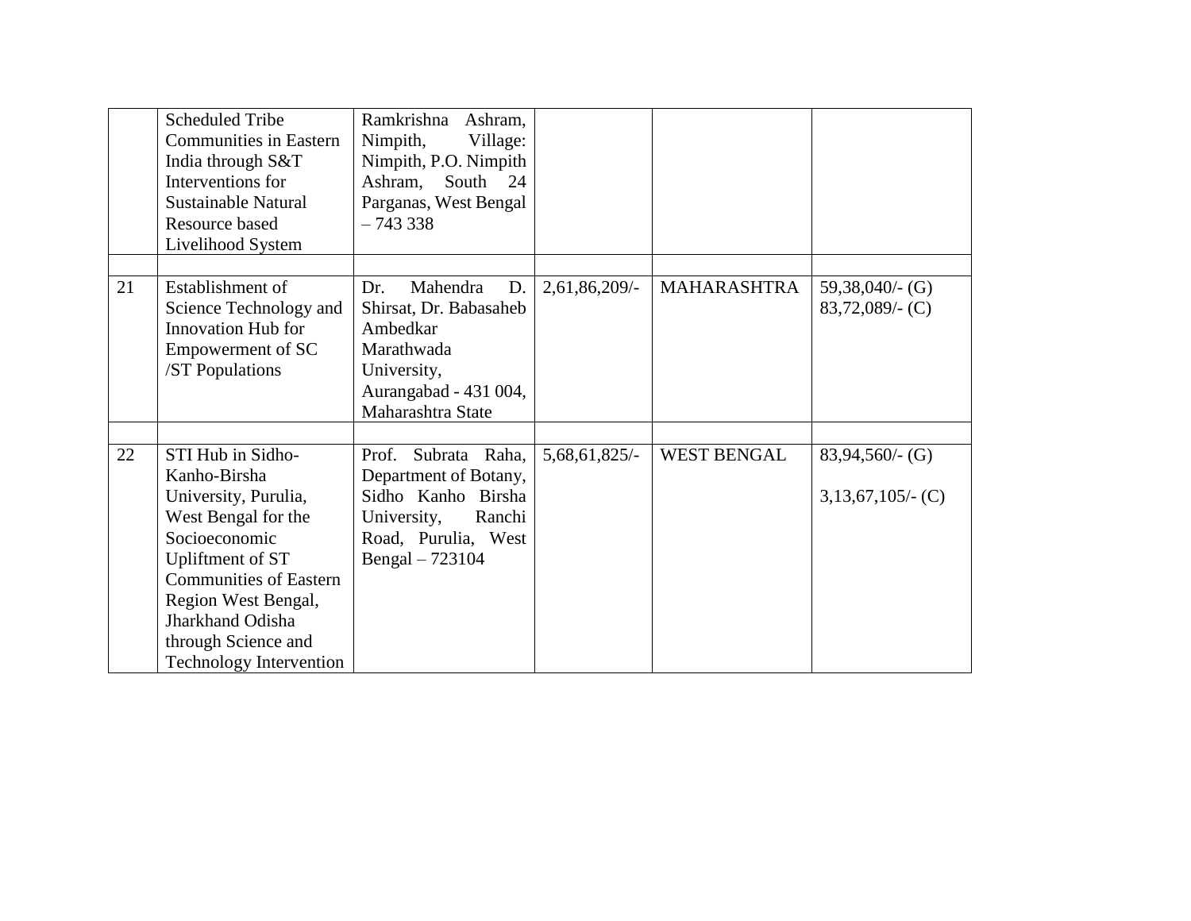| | | | | | |
|---|---|---|---|---|---|
| | Scheduled Tribe Communities in Eastern India through S&T Interventions for Sustainable Natural Resource based Livelihood System | Ramkrishna Ashram, Nimpith, Village: Nimpith, P.O. Nimpith Ashram, South 24 Parganas, West Bengal – 743 338 | | | |
| | | | | | |
| 21 | Establishment of Science Technology and Innovation Hub for Empowerment of SC /ST Populations | Dr. Mahendra D. Shirsat, Dr. Babasaheb Ambedkar Marathwada University, Aurangabad - 431 004, Maharashtra State | 2,61,86,209/- | MAHARASHTRA | 59,38,040/- (G) 83,72,089/- (C) |
| | | | | | |
| 22 | STI Hub in Sidho-Kanho-Birsha University, Purulia, West Bengal for the Socioeconomic Upliftment of ST Communities of Eastern Region West Bengal, Jharkhand Odisha through Science and Technology Intervention | Prof. Subrata Raha, Department of Botany, Sidho Kanho Birsha University, Ranchi Road, Purulia, West Bengal – 723104 | 5,68,61,825/- | WEST BENGAL | 83,94,560/- (G) 3,13,67,105/- (C) |